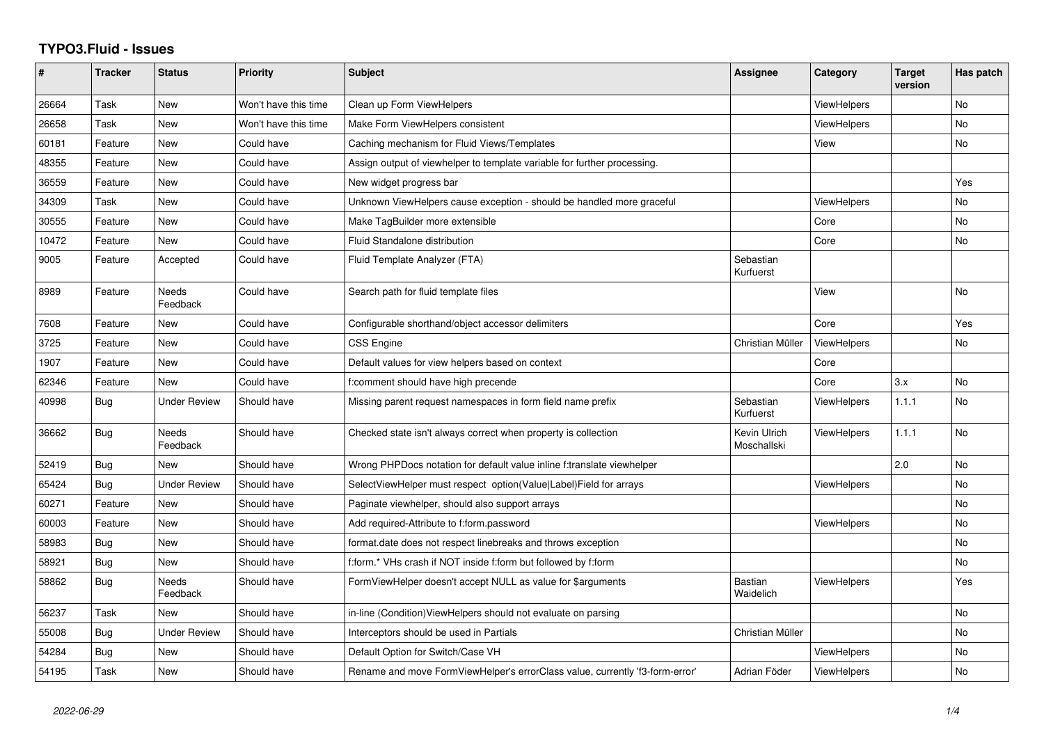# TYPO3.Fluid - Issues

| # | Tracker | Status | Priority | Subject | Assignee | Category | Target version | Has patch |
|---|---|---|---|---|---|---|---|---|
| 26664 | Task | New | Won't have this time | Clean up Form ViewHelpers | | ViewHelpers | | No |
| 26658 | Task | New | Won't have this time | Make Form ViewHelpers consistent | | ViewHelpers | | No |
| 60181 | Feature | New | Could have | Caching mechanism for Fluid Views/Templates | | View | | No |
| 48355 | Feature | New | Could have | Assign output of viewhelper to template variable for further processing. | | | | |
| 36559 | Feature | New | Could have | New widget progress bar | | | | Yes |
| 34309 | Task | New | Could have | Unknown ViewHelpers cause exception - should be handled more graceful | | ViewHelpers | | No |
| 30555 | Feature | New | Could have | Make TagBuilder more extensible | | Core | | No |
| 10472 | Feature | New | Could have | Fluid Standalone distribution | | Core | | No |
| 9005 | Feature | Accepted | Could have | Fluid Template Analyzer (FTA) | Sebastian Kurfuerst | | | |
| 8989 | Feature | Needs Feedback | Could have | Search path for fluid template files | | View | | No |
| 7608 | Feature | New | Could have | Configurable shorthand/object accessor delimiters | | Core | | Yes |
| 3725 | Feature | New | Could have | CSS Engine | Christian Müller | ViewHelpers | | No |
| 1907 | Feature | New | Could have | Default values for view helpers based on context | | Core | | |
| 62346 | Feature | New | Could have | f:comment should have high precende | | Core | 3.x | No |
| 40998 | Bug | Under Review | Should have | Missing parent request namespaces in form field name prefix | Sebastian Kurfuerst | ViewHelpers | 1.1.1 | No |
| 36662 | Bug | Needs Feedback | Should have | Checked state isn't always correct when property is collection | Kevin Ulrich Moschallski | ViewHelpers | 1.1.1 | No |
| 52419 | Bug | New | Should have | Wrong PHPDocs notation for default value inline f:translate viewhelper | | | 2.0 | No |
| 65424 | Bug | Under Review | Should have | SelectViewHelper must respect option(Value\|Label)Field for arrays | | ViewHelpers | | No |
| 60271 | Feature | New | Should have | Paginate viewhelper, should also support arrays | | | | No |
| 60003 | Feature | New | Should have | Add required-Attribute to f:form.password | | ViewHelpers | | No |
| 58983 | Bug | New | Should have | format.date does not respect linebreaks and throws exception | | | | No |
| 58921 | Bug | New | Should have | f:form.* VHs crash if NOT inside f:form but followed by f:form | | | | No |
| 58862 | Bug | Needs Feedback | Should have | FormViewHelper doesn't accept NULL as value for $arguments | Bastian Waidelich | ViewHelpers | | Yes |
| 56237 | Task | New | Should have | in-line (Condition)ViewHelpers should not evaluate on parsing | | | | No |
| 55008 | Bug | Under Review | Should have | Interceptors should be used in Partials | Christian Müller | | | No |
| 54284 | Bug | New | Should have | Default Option for Switch/Case VH | | ViewHelpers | | No |
| 54195 | Task | New | Should have | Rename and move FormViewHelper's errorClass value, currently 'f3-form-error' | Adrian Föder | ViewHelpers | | No |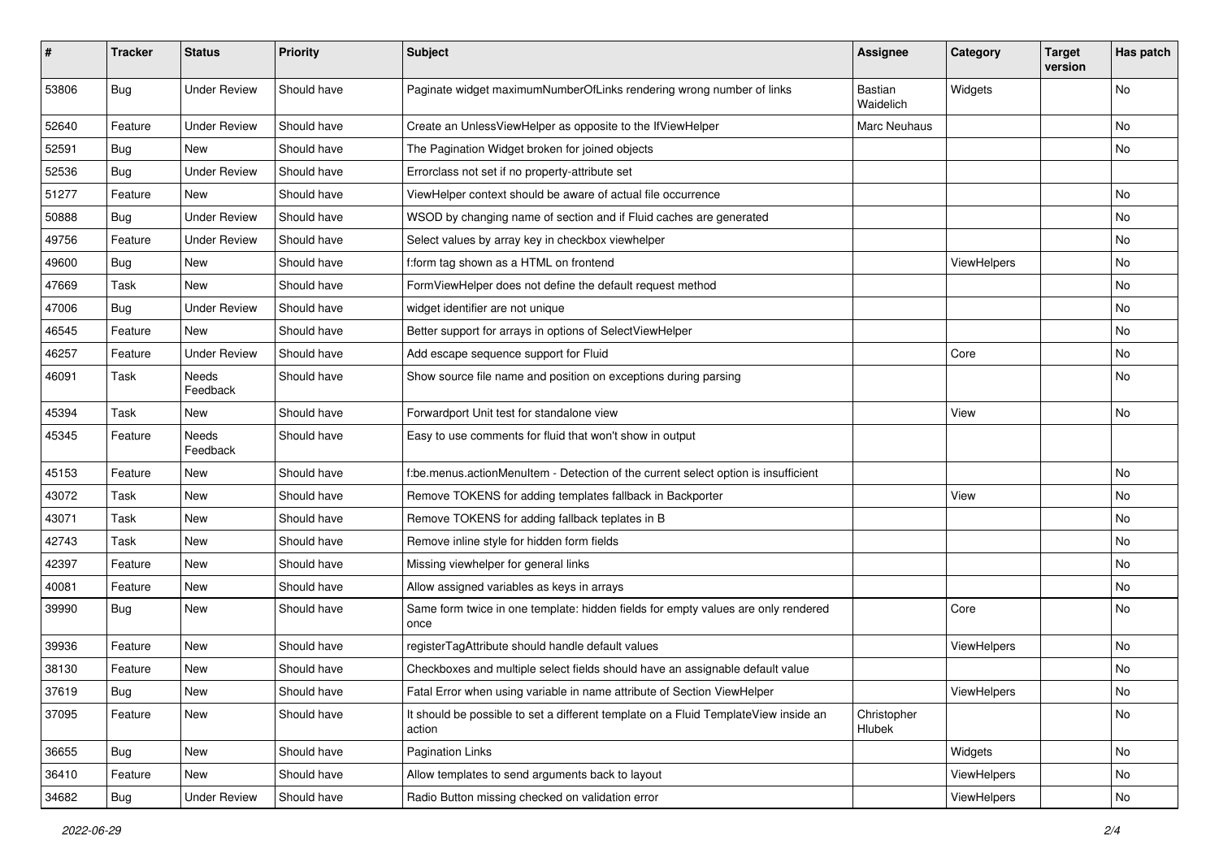| # | Tracker | Status | Priority | Subject | Assignee | Category | Target version | Has patch |
|---|---|---|---|---|---|---|---|---|
| 53806 | Bug | Under Review | Should have | Paginate widget maximumNumberOfLinks rendering wrong number of links | Bastian Waidelich | Widgets | | No |
| 52640 | Feature | Under Review | Should have | Create an UnlessViewHelper as opposite to the IfViewHelper | Marc Neuhaus | | | No |
| 52591 | Bug | New | Should have | The Pagination Widget broken for joined objects | | | | No |
| 52536 | Bug | Under Review | Should have | Errorclass not set if no property-attribute set | | | | |
| 51277 | Feature | New | Should have | ViewHelper context should be aware of actual file occurrence | | | | No |
| 50888 | Bug | Under Review | Should have | WSOD by changing name of section and if Fluid caches are generated | | | | No |
| 49756 | Feature | Under Review | Should have | Select values by array key in checkbox viewhelper | | | | No |
| 49600 | Bug | New | Should have | f:form tag shown as a HTML on frontend | | ViewHelpers | | No |
| 47669 | Task | New | Should have | FormViewHelper does not define the default request method | | | | No |
| 47006 | Bug | Under Review | Should have | widget identifier are not unique | | | | No |
| 46545 | Feature | New | Should have | Better support for arrays in options of SelectViewHelper | | | | No |
| 46257 | Feature | Under Review | Should have | Add escape sequence support for Fluid | | Core | | No |
| 46091 | Task | Needs Feedback | Should have | Show source file name and position on exceptions during parsing | | | | No |
| 45394 | Task | New | Should have | Forwardport Unit test for standalone view | | View | | No |
| 45345 | Feature | Needs Feedback | Should have | Easy to use comments for fluid that won't show in output | | | | |
| 45153 | Feature | New | Should have | f:be.menus.actionMenuItem - Detection of the current select option is insufficient | | | | No |
| 43072 | Task | New | Should have | Remove TOKENS for adding templates fallback in Backporter | | View | | No |
| 43071 | Task | New | Should have | Remove TOKENS for adding fallback teplates in B | | | | No |
| 42743 | Task | New | Should have | Remove inline style for hidden form fields | | | | No |
| 42397 | Feature | New | Should have | Missing viewhelper for general links | | | | No |
| 40081 | Feature | New | Should have | Allow assigned variables as keys in arrays | | | | No |
| 39990 | Bug | New | Should have | Same form twice in one template: hidden fields for empty values are only rendered once | | Core | | No |
| 39936 | Feature | New | Should have | registerTagAttribute should handle default values | | ViewHelpers | | No |
| 38130 | Feature | New | Should have | Checkboxes and multiple select fields should have an assignable default value | | | | No |
| 37619 | Bug | New | Should have | Fatal Error when using variable in name attribute of Section ViewHelper | | ViewHelpers | | No |
| 37095 | Feature | New | Should have | It should be possible to set a different template on a Fluid TemplateView inside an action | Christopher Hlubek | | | No |
| 36655 | Bug | New | Should have | Pagination Links | | Widgets | | No |
| 36410 | Feature | New | Should have | Allow templates to send arguments back to layout | | ViewHelpers | | No |
| 34682 | Bug | Under Review | Should have | Radio Button missing checked on validation error | | ViewHelpers | | No |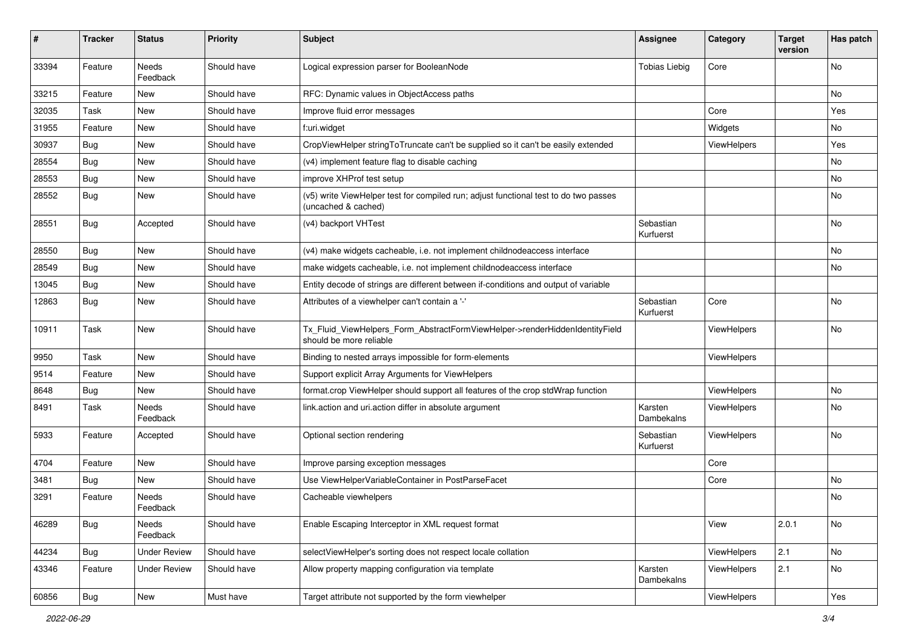| # | Tracker | Status | Priority | Subject | Assignee | Category | Target version | Has patch |
|---|---|---|---|---|---|---|---|---|
| 33394 | Feature | Needs Feedback | Should have | Logical expression parser for BooleanNode | Tobias Liebig | Core | | No |
| 33215 | Feature | New | Should have | RFC: Dynamic values in ObjectAccess paths | | | | No |
| 32035 | Task | New | Should have | Improve fluid error messages | | Core | | Yes |
| 31955 | Feature | New | Should have | f:uri.widget | | Widgets | | No |
| 30937 | Bug | New | Should have | CropViewHelper stringToTruncate can't be supplied so it can't be easily extended | | ViewHelpers | | Yes |
| 28554 | Bug | New | Should have | (v4) implement feature flag to disable caching | | | | No |
| 28553 | Bug | New | Should have | improve XHProf test setup | | | | No |
| 28552 | Bug | New | Should have | (v5) write ViewHelper test for compiled run; adjust functional test to do two passes (uncached & cached) | | | | No |
| 28551 | Bug | Accepted | Should have | (v4) backport VHTest | Sebastian Kurfuerst | | | No |
| 28550 | Bug | New | Should have | (v4) make widgets cacheable, i.e. not implement childnodeaccess interface | | | | No |
| 28549 | Bug | New | Should have | make widgets cacheable, i.e. not implement childnodeaccess interface | | | | No |
| 13045 | Bug | New | Should have | Entity decode of strings are different between if-conditions and output of variable | | | | |
| 12863 | Bug | New | Should have | Attributes of a viewhelper can't contain a '-' | Sebastian Kurfuerst | Core | | No |
| 10911 | Task | New | Should have | Tx_Fluid_ViewHelpers_Form_AbstractFormViewHelper->renderHiddenIdentityField should be more reliable | | ViewHelpers | | No |
| 9950 | Task | New | Should have | Binding to nested arrays impossible for form-elements | | ViewHelpers | | |
| 9514 | Feature | New | Should have | Support explicit Array Arguments for ViewHelpers | | | | |
| 8648 | Bug | New | Should have | format.crop ViewHelper should support all features of the crop stdWrap function | | ViewHelpers | | No |
| 8491 | Task | Needs Feedback | Should have | link.action and uri.action differ in absolute argument | Karsten Dambekalns | ViewHelpers | | No |
| 5933 | Feature | Accepted | Should have | Optional section rendering | Sebastian Kurfuerst | ViewHelpers | | No |
| 4704 | Feature | New | Should have | Improve parsing exception messages | | Core | | |
| 3481 | Bug | New | Should have | Use ViewHelperVariableContainer in PostParseFacet | | Core | | No |
| 3291 | Feature | Needs Feedback | Should have | Cacheable viewhelpers | | | | No |
| 46289 | Bug | Needs Feedback | Should have | Enable Escaping Interceptor in XML request format | | View | 2.0.1 | No |
| 44234 | Bug | Under Review | Should have | selectViewHelper's sorting does not respect locale collation | | ViewHelpers | 2.1 | No |
| 43346 | Feature | Under Review | Should have | Allow property mapping configuration via template | Karsten Dambekalns | ViewHelpers | 2.1 | No |
| 60856 | Bug | New | Must have | Target attribute not supported by the form viewhelper | | ViewHelpers | | Yes |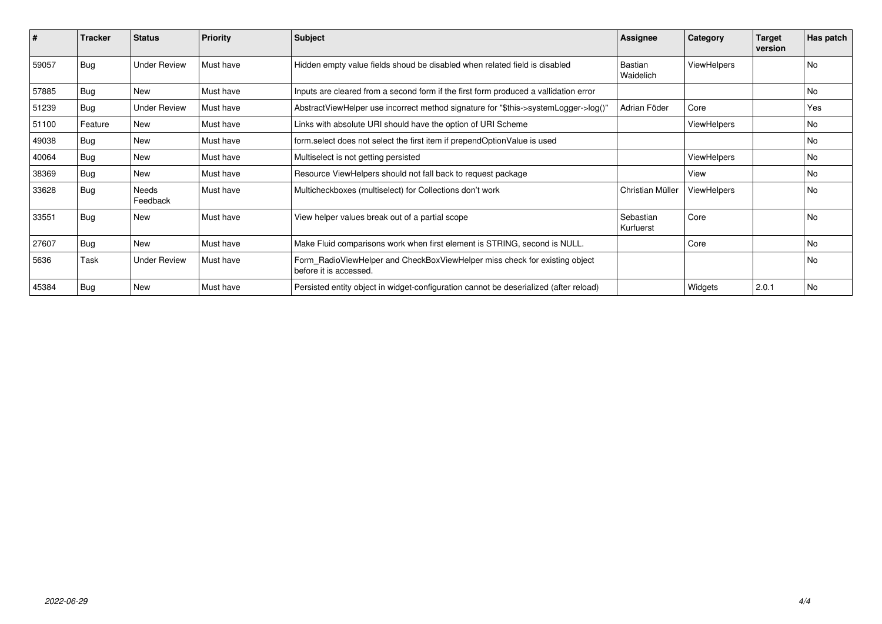| # | Tracker | Status | Priority | Subject | Assignee | Category | Target version | Has patch |
|---|---|---|---|---|---|---|---|---|
| 59057 | Bug | Under Review | Must have | Hidden empty value fields shoud be disabled when related field is disabled | Bastian Waidelich | ViewHelpers | | No |
| 57885 | Bug | New | Must have | Inputs are cleared from a second form if the first form produced a vallidation error | | | | No |
| 51239 | Bug | Under Review | Must have | AbstractViewHelper use incorrect method signature for "$this->systemLogger->log()" | Adrian Föder | Core | | Yes |
| 51100 | Feature | New | Must have | Links with absolute URI should have the option of URI Scheme | | ViewHelpers | | No |
| 49038 | Bug | New | Must have | form.select does not select the first item if prependOptionValue is used | | | | No |
| 40064 | Bug | New | Must have | Multiselect is not getting persisted | | ViewHelpers | | No |
| 38369 | Bug | New | Must have | Resource ViewHelpers should not fall back to request package | | View | | No |
| 33628 | Bug | Needs Feedback | Must have | Multicheckboxes (multiselect) for Collections don't work | Christian Müller | ViewHelpers | | No |
| 33551 | Bug | New | Must have | View helper values break out of a partial scope | Sebastian Kurfuerst | Core | | No |
| 27607 | Bug | New | Must have | Make Fluid comparisons work when first element is STRING, second is NULL. | | Core | | No |
| 5636 | Task | Under Review | Must have | Form_RadioViewHelper and CheckBoxViewHelper miss check for existing object before it is accessed. | | | | No |
| 45384 | Bug | New | Must have | Persisted entity object in widget-configuration cannot be deserialized (after reload) | | Widgets | 2.0.1 | No |

*2022-06-29*